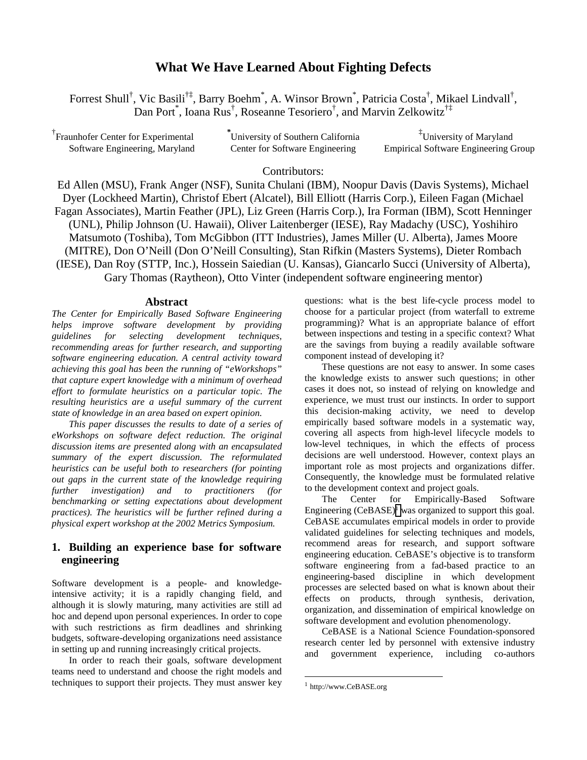// What We Have Learned About Fighting Defects

Forrest Shull[†], Vic Basili[†‡], Barry Boehm[*], A. Winsor Brown[*], Patricia Costa[†], Mikael Lindvall[†], Dan Port[*], Ioana Rus[†], Roseanne Tesoriero[†], and Marvin Zelkowitz[†‡]

[†]Fraunhofer Center for Experimental Software Engineering, Maryland

[*]University of Southern California Center for Software Engineering

[‡]University of Maryland Empirical Software Engineering Group

Contributors:

Ed Allen (MSU), Frank Anger (NSF), Sunita Chulani (IBM), Noopur Davis (Davis Systems), Michael Dyer (Lockheed Martin), Christof Ebert (Alcatel), Bill Elliott (Harris Corp.), Eileen Fagan (Michael Fagan Associates), Martin Feather (JPL), Liz Green (Harris Corp.), Ira Forman (IBM), Scott Henninger (UNL), Philip Johnson (U. Hawaii), Oliver Laitenberger (IESE), Ray Madachy (USC), Yoshihiro Matsumoto (Toshiba), Tom McGibbon (ITT Industries), James Miller (U. Alberta), James Moore (MITRE), Don O'Neill (Don O'Neill Consulting), Stan Rifkin (Masters Systems), Dieter Rombach (IESE), Dan Roy (STTP, Inc.), Hossein Saiedian (U. Kansas), Giancarlo Succi (University of Alberta), Gary Thomas (Raytheon), Otto Vinter (independent software engineering mentor)

## Abstract

*The Center for Empirically Based Software Engineering helps improve software development by providing guidelines for selecting development techniques, recommending areas for further research, and supporting software engineering education. A central activity toward achieving this goal has been the running of "eWorkshops" that capture expert knowledge with a minimum of overhead effort to formulate heuristics on a particular topic. The resulting heuristics are a useful summary of the current state of knowledge in an area based on expert opinion.*

*This paper discusses the results to date of a series of eWorkshops on software defect reduction. The original discussion items are presented along with an encapsulated summary of the expert discussion. The reformulated heuristics can be useful both to researchers (for pointing out gaps in the current state of the knowledge requiring further investigation) and to practitioners (for benchmarking or setting expectations about development practices). The heuristics will be further refined during a physical expert workshop at the 2002 Metrics Symposium.*

## 1. Building an experience base for software engineering

Software development is a people- and knowledge-intensive activity; it is a rapidly changing field, and although it is slowly maturing, many activities are still ad hoc and depend upon personal experiences. In order to cope with such restrictions as firm deadlines and shrinking budgets, software-developing organizations need assistance in setting up and running increasingly critical projects.

In order to reach their goals, software development teams need to understand and choose the right models and techniques to support their projects. They must answer key questions: what is the best life-cycle process model to choose for a particular project (from waterfall to extreme programming)? What is an appropriate balance of effort between inspections and testing in a specific context? What are the savings from buying a readily available software component instead of developing it?

These questions are not easy to answer. In some cases the knowledge exists to answer such questions; in other cases it does not, so instead of relying on knowledge and experience, we must trust our instincts. In order to support this decision-making activity, we need to develop empirically based software models in a systematic way, covering all aspects from high-level lifecycle models to low-level techniques, in which the effects of process decisions are well understood. However, context plays an important role as most projects and organizations differ. Consequently, the knowledge must be formulated relative to the development context and project goals.

The Center for Empirically-Based Software Engineering (CeBASE)[1] was organized to support this goal. CeBASE accumulates empirical models in order to provide validated guidelines for selecting techniques and models, recommend areas for research, and support software engineering education. CeBASE's objective is to transform software engineering from a fad-based practice to an engineering-based discipline in which development processes are selected based on what is known about their effects on products, through synthesis, derivation, organization, and dissemination of empirical knowledge on software development and evolution phenomenology.

CeBASE is a National Science Foundation-sponsored research center led by personnel with extensive industry and government experience, including co-authors

[1] http://www.CeBASE.org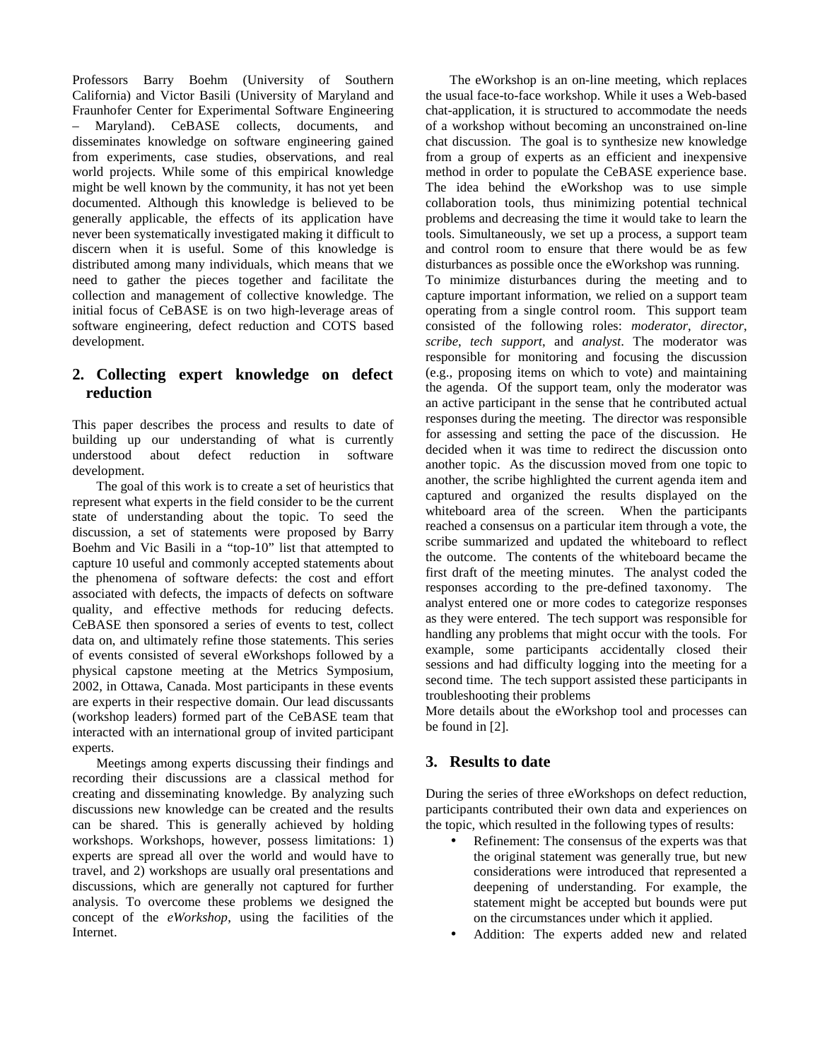Professors Barry Boehm (University of Southern California) and Victor Basili (University of Maryland and Fraunhofer Center for Experimental Software Engineering – Maryland). CeBASE collects, documents, and disseminates knowledge on software engineering gained from experiments, case studies, observations, and real world projects. While some of this empirical knowledge might be well known by the community, it has not yet been documented. Although this knowledge is believed to be generally applicable, the effects of its application have never been systematically investigated making it difficult to discern when it is useful. Some of this knowledge is distributed among many individuals, which means that we need to gather the pieces together and facilitate the collection and management of collective knowledge. The initial focus of CeBASE is on two high-leverage areas of software engineering, defect reduction and COTS based development.

## 2. Collecting expert knowledge on defect reduction

This paper describes the process and results to date of building up our understanding of what is currently understood about defect reduction in software development.

The goal of this work is to create a set of heuristics that represent what experts in the field consider to be the current state of understanding about the topic. To seed the discussion, a set of statements were proposed by Barry Boehm and Vic Basili in a "top-10" list that attempted to capture 10 useful and commonly accepted statements about the phenomena of software defects: the cost and effort associated with defects, the impacts of defects on software quality, and effective methods for reducing defects. CeBASE then sponsored a series of events to test, collect data on, and ultimately refine those statements. This series of events consisted of several eWorkshops followed by a physical capstone meeting at the Metrics Symposium, 2002, in Ottawa, Canada. Most participants in these events are experts in their respective domain. Our lead discussants (workshop leaders) formed part of the CeBASE team that interacted with an international group of invited participant experts.

Meetings among experts discussing their findings and recording their discussions are a classical method for creating and disseminating knowledge. By analyzing such discussions new knowledge can be created and the results can be shared. This is generally achieved by holding workshops. Workshops, however, possess limitations: 1) experts are spread all over the world and would have to travel, and 2) workshops are usually oral presentations and discussions, which are generally not captured for further analysis. To overcome these problems we designed the concept of the *eWorkshop*, using the facilities of the Internet.

The eWorkshop is an on-line meeting, which replaces the usual face-to-face workshop. While it uses a Web-based chat-application, it is structured to accommodate the needs of a workshop without becoming an unconstrained on-line chat discussion. The goal is to synthesize new knowledge from a group of experts as an efficient and inexpensive method in order to populate the CeBASE experience base. The idea behind the eWorkshop was to use simple collaboration tools, thus minimizing potential technical problems and decreasing the time it would take to learn the tools. Simultaneously, we set up a process, a support team and control room to ensure that there would be as few disturbances as possible once the eWorkshop was running.

To minimize disturbances during the meeting and to capture important information, we relied on a support team operating from a single control room. This support team consisted of the following roles: *moderator*, *director*, *scribe*, *tech support*, and *analyst*. The moderator was responsible for monitoring and focusing the discussion (e.g., proposing items on which to vote) and maintaining the agenda. Of the support team, only the moderator was an active participant in the sense that he contributed actual responses during the meeting. The director was responsible for assessing and setting the pace of the discussion. He decided when it was time to redirect the discussion onto another topic. As the discussion moved from one topic to another, the scribe highlighted the current agenda item and captured and organized the results displayed on the whiteboard area of the screen. When the participants reached a consensus on a particular item through a vote, the scribe summarized and updated the whiteboard to reflect the outcome. The contents of the whiteboard became the first draft of the meeting minutes. The analyst coded the responses according to the pre-defined taxonomy. The analyst entered one or more codes to categorize responses as they were entered. The tech support was responsible for handling any problems that might occur with the tools. For example, some participants accidentally closed their sessions and had difficulty logging into the meeting for a second time. The tech support assisted these participants in troubleshooting their problems

More details about the eWorkshop tool and processes can be found in [2].

## 3. Results to date

During the series of three eWorkshops on defect reduction, participants contributed their own data and experiences on the topic, which resulted in the following types of results:

- Refinement: The consensus of the experts was that the original statement was generally true, but new considerations were introduced that represented a deepening of understanding. For example, the statement might be accepted but bounds were put on the circumstances under which it applied.
- Addition: The experts added new and related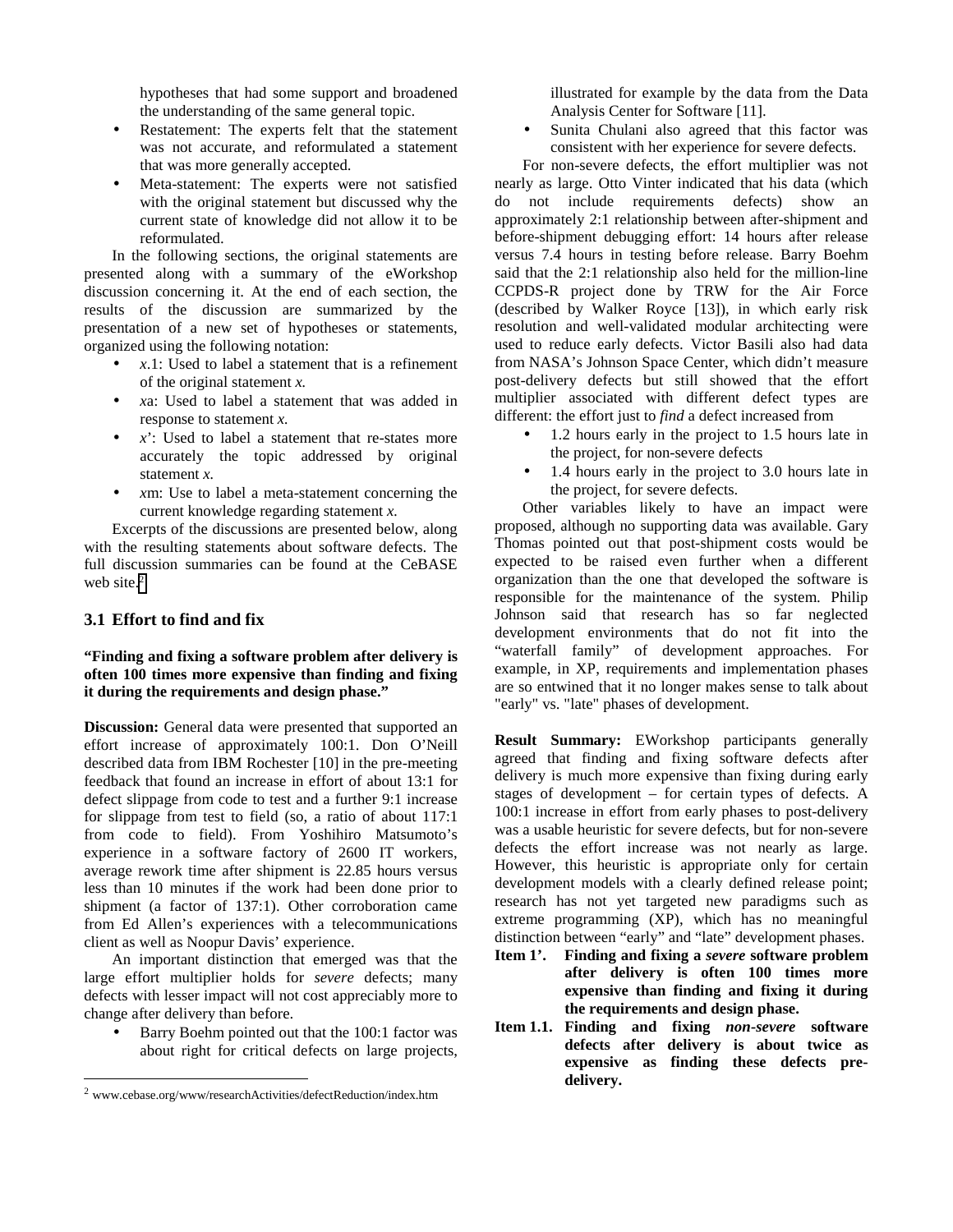hypotheses that had some support and broadened the understanding of the same general topic.

- Restatement: The experts felt that the statement was not accurate, and reformulated a statement that was more generally accepted.
- Meta-statement: The experts were not satisfied with the original statement but discussed why the current state of knowledge did not allow it to be reformulated.

In the following sections, the original statements are presented along with a summary of the eWorkshop discussion concerning it. At the end of each section, the results of the discussion are summarized by the presentation of a new set of hypotheses or statements, organized using the following notation:

- *x*.1: Used to label a statement that is a refinement of the original statement *x.*
- *x*a: Used to label a statement that was added in response to statement *x.*
- *x*': Used to label a statement that re-states more accurately the topic addressed by original statement *x.*
- *x*m: Use to label a meta-statement concerning the current knowledge regarding statement *x.*

Excerpts of the discussions are presented below, along with the resulting statements about software defects. The full discussion summaries can be found at the CeBASE web site.[2]

## 3.1 Effort to find and fix

**"Finding and fixing a software problem after delivery is often 100 times more expensive than finding and fixing it during the requirements and design phase."**

**Discussion:** General data were presented that supported an effort increase of approximately 100:1. Don O'Neill described data from IBM Rochester [10] in the pre-meeting feedback that found an increase in effort of about 13:1 for defect slippage from code to test and a further 9:1 increase for slippage from test to field (so, a ratio of about 117:1 from code to field). From Yoshihiro Matsumoto's experience in a software factory of 2600 IT workers, average rework time after shipment is 22.85 hours versus less than 10 minutes if the work had been done prior to shipment (a factor of 137:1). Other corroboration came from Ed Allen's experiences with a telecommunications client as well as Noopur Davis' experience.

An important distinction that emerged was that the large effort multiplier holds for *severe* defects; many defects with lesser impact will not cost appreciably more to change after delivery than before.

- Barry Boehm pointed out that the 100:1 factor was about right for critical defects on large projects, illustrated for example by the data from the Data Analysis Center for Software [11].
- Sunita Chulani also agreed that this factor was consistent with her experience for severe defects.

For non-severe defects, the effort multiplier was not nearly as large. Otto Vinter indicated that his data (which do not include requirements defects) show an approximately 2:1 relationship between after-shipment and before-shipment debugging effort: 14 hours after release versus 7.4 hours in testing before release. Barry Boehm said that the 2:1 relationship also held for the million-line CCPDS-R project done by TRW for the Air Force (described by Walker Royce [13]), in which early risk resolution and well-validated modular architecting were used to reduce early defects. Victor Basili also had data from NASA's Johnson Space Center, which didn't measure post-delivery defects but still showed that the effort multiplier associated with different defect types are different: the effort just to *find* a defect increased from

- 1.2 hours early in the project to 1.5 hours late in the project, for non-severe defects
- 1.4 hours early in the project to 3.0 hours late in the project, for severe defects.

Other variables likely to have an impact were proposed, although no supporting data was available. Gary Thomas pointed out that post-shipment costs would be expected to be raised even further when a different organization than the one that developed the software is responsible for the maintenance of the system. Philip Johnson said that research has so far neglected development environments that do not fit into the "waterfall family" of development approaches. For example, in XP, requirements and implementation phases are so entwined that it no longer makes sense to talk about "early" vs. "late" phases of development.

**Result Summary:** EWorkshop participants generally agreed that finding and fixing software defects after delivery is much more expensive than fixing during early stages of development – for certain types of defects. A 100:1 increase in effort from early phases to post-delivery was a usable heuristic for severe defects, but for non-severe defects the effort increase was not nearly as large. However, this heuristic is appropriate only for certain development models with a clearly defined release point; research has not yet targeted new paradigms such as extreme programming (XP), which has no meaningful distinction between "early" and "late" development phases.

**Item 1'. Finding and fixing a *severe* software problem after delivery is often 100 times more expensive than finding and fixing it during the requirements and design phase.**

**Item 1.1. Finding and fixing *non-severe* software defects after delivery is about twice as expensive as finding these defects pre-delivery.**

[2] www.cebase.org/www/researchActivities/defectReduction/index.htm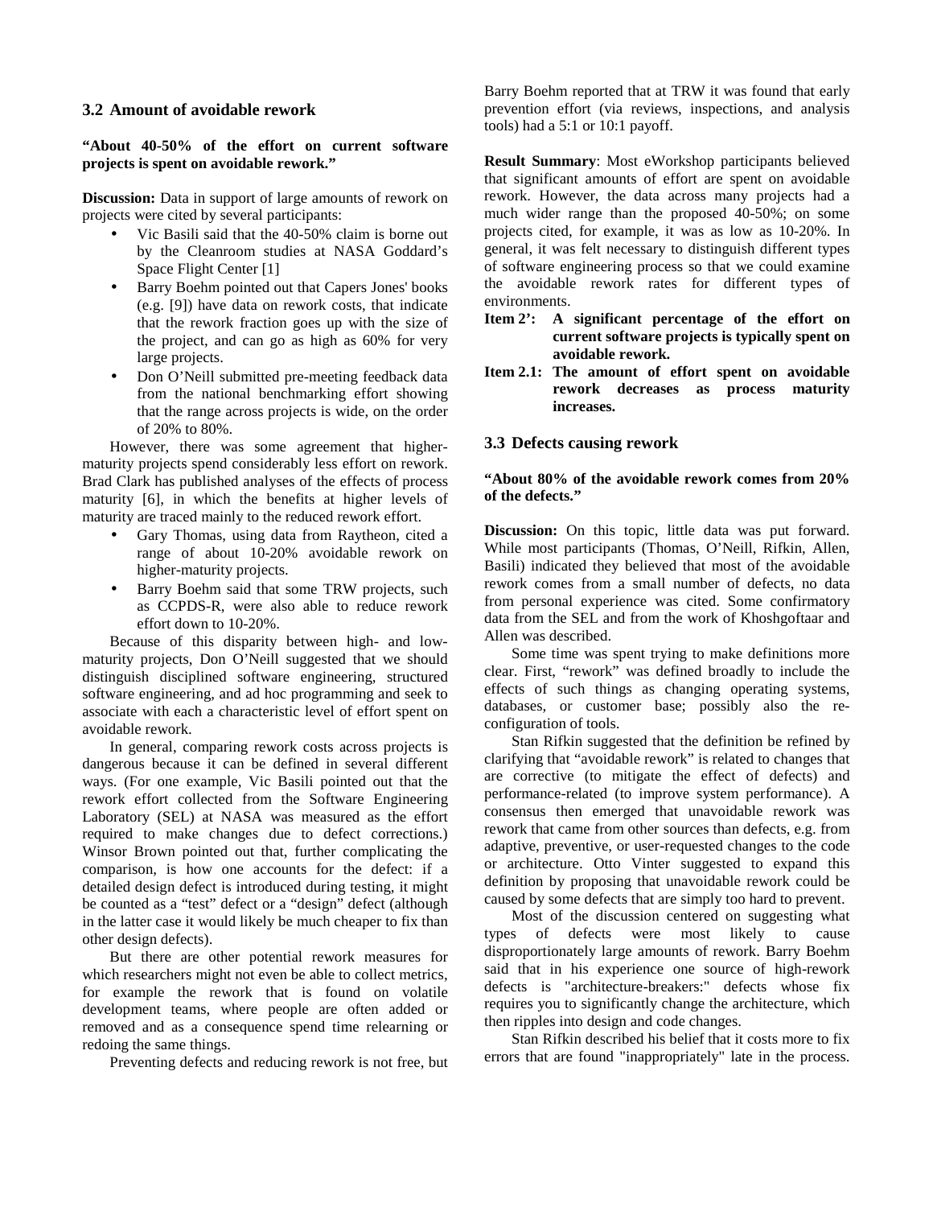### 3.2 Amount of avoidable rework

**"About 40-50% of the effort on current software projects is spent on avoidable rework."**

**Discussion:** Data in support of large amounts of rework on projects were cited by several participants:

- Vic Basili said that the 40-50% claim is borne out by the Cleanroom studies at NASA Goddard's Space Flight Center [1]
- Barry Boehm pointed out that Capers Jones' books (e.g. [9]) have data on rework costs, that indicate that the rework fraction goes up with the size of the project, and can go as high as 60% for very large projects.
- Don O'Neill submitted pre-meeting feedback data from the national benchmarking effort showing that the range across projects is wide, on the order of 20% to 80%.

However, there was some agreement that higher-maturity projects spend considerably less effort on rework. Brad Clark has published analyses of the effects of process maturity [6], in which the benefits at higher levels of maturity are traced mainly to the reduced rework effort.

- Gary Thomas, using data from Raytheon, cited a range of about 10-20% avoidable rework on higher-maturity projects.
- Barry Boehm said that some TRW projects, such as CCPDS-R, were also able to reduce rework effort down to 10-20%.

Because of this disparity between high- and low-maturity projects, Don O'Neill suggested that we should distinguish disciplined software engineering, structured software engineering, and ad hoc programming and seek to associate with each a characteristic level of effort spent on avoidable rework.

In general, comparing rework costs across projects is dangerous because it can be defined in several different ways. (For one example, Vic Basili pointed out that the rework effort collected from the Software Engineering Laboratory (SEL) at NASA was measured as the effort required to make changes due to defect corrections.) Winsor Brown pointed out that, further complicating the comparison, is how one accounts for the defect: if a detailed design defect is introduced during testing, it might be counted as a "test" defect or a "design" defect (although in the latter case it would likely be much cheaper to fix than other design defects).

But there are other potential rework measures for which researchers might not even be able to collect metrics, for example the rework that is found on volatile development teams, where people are often added or removed and as a consequence spend time relearning or redoing the same things.

Preventing defects and reducing rework is not free, but Barry Boehm reported that at TRW it was found that early prevention effort (via reviews, inspections, and analysis tools) had a 5:1 or 10:1 payoff.

**Result Summary**: Most eWorkshop participants believed that significant amounts of effort are spent on avoidable rework. However, the data across many projects had a much wider range than the proposed 40-50%; on some projects cited, for example, it was as low as 10-20%. In general, it was felt necessary to distinguish different types of software engineering process so that we could examine the avoidable rework rates for different types of environments.

**Item 2': A significant percentage of the effort on current software projects is typically spent on avoidable rework.**

**Item 2.1: The amount of effort spent on avoidable rework decreases as process maturity increases.**

### 3.3 Defects causing rework

**"About 80% of the avoidable rework comes from 20% of the defects."**

**Discussion:** On this topic, little data was put forward. While most participants (Thomas, O'Neill, Rifkin, Allen, Basili) indicated they believed that most of the avoidable rework comes from a small number of defects, no data from personal experience was cited. Some confirmatory data from the SEL and from the work of Khoshgoftaar and Allen was described.

Some time was spent trying to make definitions more clear. First, "rework" was defined broadly to include the effects of such things as changing operating systems, databases, or customer base; possibly also the re-configuration of tools.

Stan Rifkin suggested that the definition be refined by clarifying that "avoidable rework" is related to changes that are corrective (to mitigate the effect of defects) and performance-related (to improve system performance). A consensus then emerged that unavoidable rework was rework that came from other sources than defects, e.g. from adaptive, preventive, or user-requested changes to the code or architecture. Otto Vinter suggested to expand this definition by proposing that unavoidable rework could be caused by some defects that are simply too hard to prevent.

Most of the discussion centered on suggesting what types of defects were most likely to cause disproportionately large amounts of rework. Barry Boehm said that in his experience one source of high-rework defects is "architecture-breakers:" defects whose fix requires you to significantly change the architecture, which then ripples into design and code changes.

Stan Rifkin described his belief that it costs more to fix errors that are found "inappropriately" late in the process.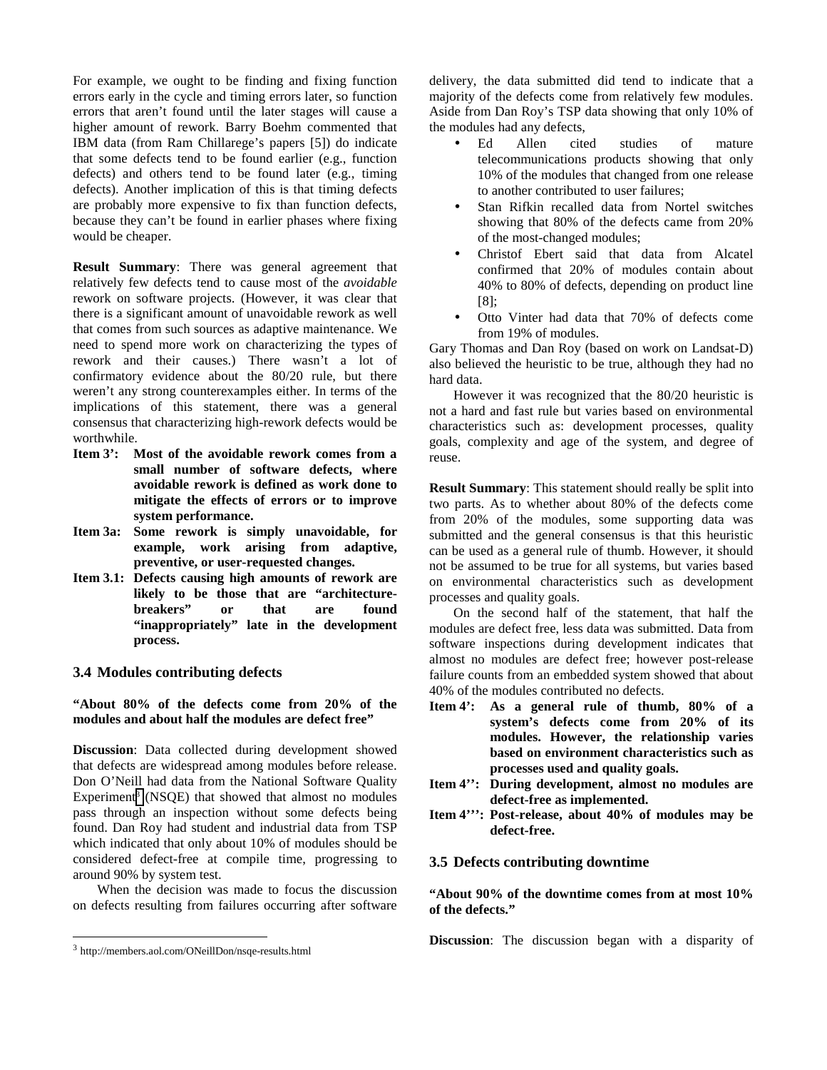For example, we ought to be finding and fixing function errors early in the cycle and timing errors later, so function errors that aren't found until the later stages will cause a higher amount of rework. Barry Boehm commented that IBM data (from Ram Chillarege's papers [5]) do indicate that some defects tend to be found earlier (e.g., function defects) and others tend to be found later (e.g., timing defects). Another implication of this is that timing defects are probably more expensive to fix than function defects, because they can't be found in earlier phases where fixing would be cheaper.

**Result Summary**: There was general agreement that relatively few defects tend to cause most of the *avoidable* rework on software projects. (However, it was clear that there is a significant amount of unavoidable rework as well that comes from such sources as adaptive maintenance. We need to spend more work on characterizing the types of rework and their causes.) There wasn't a lot of confirmatory evidence about the 80/20 rule, but there weren't any strong counterexamples either. In terms of the implications of this statement, there was a general consensus that characterizing high-rework defects would be worthwhile.

**Item 3': Most of the avoidable rework comes from a small number of software defects, where avoidable rework is defined as work done to mitigate the effects of errors or to improve system performance.**

**Item 3a: Some rework is simply unavoidable, for example, work arising from adaptive, preventive, or user-requested changes.**

**Item 3.1: Defects causing high amounts of rework are likely to be those that are "architecture-breakers" or that are found "inappropriately" late in the development process.**

### 3.4 Modules contributing defects

**"About 80% of the defects come from 20% of the modules and about half the modules are defect free"**

**Discussion**: Data collected during development showed that defects are widespread among modules before release. Don O'Neill had data from the National Software Quality Experiment[3] (NSQE) that showed that almost no modules pass through an inspection without some defects being found. Dan Roy had student and industrial data from TSP which indicated that only about 10% of modules should be considered defect-free at compile time, progressing to around 90% by system test.

When the decision was made to focus the discussion on defects resulting from failures occurring after software delivery, the data submitted did tend to indicate that a majority of the defects come from relatively few modules. Aside from Dan Roy's TSP data showing that only 10% of the modules had any defects,

- Ed Allen cited studies of mature telecommunications products showing that only 10% of the modules that changed from one release to another contributed to user failures;
- Stan Rifkin recalled data from Nortel switches showing that 80% of the defects came from 20% of the most-changed modules;
- Christof Ebert said that data from Alcatel confirmed that 20% of modules contain about 40% to 80% of defects, depending on product line [8];
- Otto Vinter had data that 70% of defects come from 19% of modules.

Gary Thomas and Dan Roy (based on work on Landsat-D) also believed the heuristic to be true, although they had no hard data.

However it was recognized that the 80/20 heuristic is not a hard and fast rule but varies based on environmental characteristics such as: development processes, quality goals, complexity and age of the system, and degree of reuse.

**Result Summary**: This statement should really be split into two parts. As to whether about 80% of the defects come from 20% of the modules, some supporting data was submitted and the general consensus is that this heuristic can be used as a general rule of thumb. However, it should not be assumed to be true for all systems, but varies based on environmental characteristics such as development processes and quality goals.

On the second half of the statement, that half the modules are defect free, less data was submitted. Data from software inspections during development indicates that almost no modules are defect free; however post-release failure counts from an embedded system showed that about 40% of the modules contributed no defects.

**Item 4': As a general rule of thumb, 80% of a system's defects come from 20% of its modules. However, the relationship varies based on environment characteristics such as processes used and quality goals.**

**Item 4'': During development, almost no modules are defect-free as implemented.**

**Item 4''': Post-release, about 40% of modules may be defect-free.**

### 3.5 Defects contributing downtime

**"About 90% of the downtime comes from at most 10% of the defects."**

**Discussion**: The discussion began with a disparity of

[3] http://members.aol.com/ONeillDon/nsqe-results.html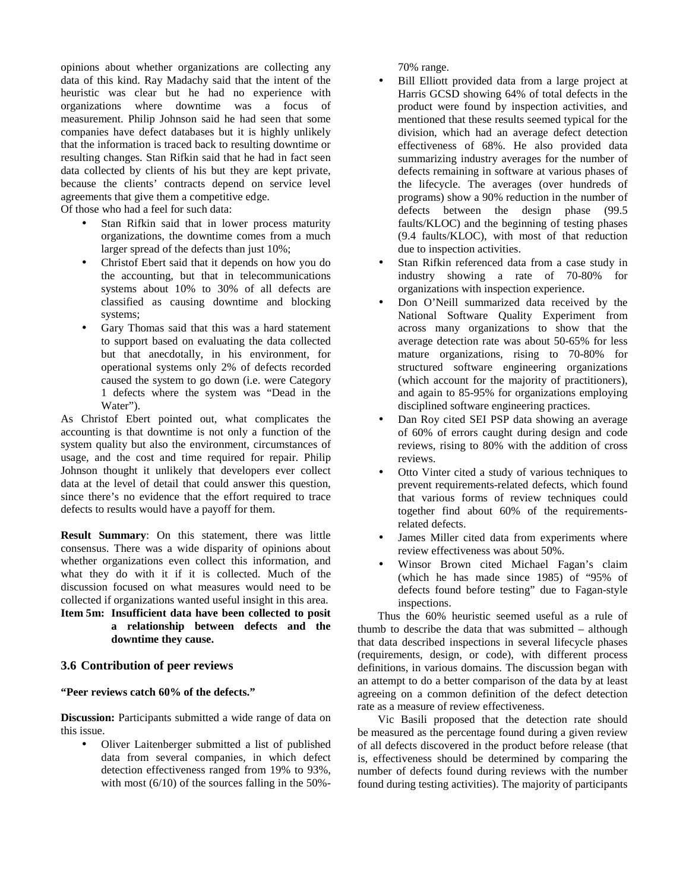opinions about whether organizations are collecting any data of this kind. Ray Madachy said that the intent of the heuristic was clear but he had no experience with organizations where downtime was a focus of measurement. Philip Johnson said he had seen that some companies have defect databases but it is highly unlikely that the information is traced back to resulting downtime or resulting changes. Stan Rifkin said that he had in fact seen data collected by clients of his but they are kept private, because the clients' contracts depend on service level agreements that give them a competitive edge.

Of those who had a feel for such data:

- Stan Rifkin said that in lower process maturity organizations, the downtime comes from a much larger spread of the defects than just 10%;
- Christof Ebert said that it depends on how you do the accounting, but that in telecommunications systems about 10% to 30% of all defects are classified as causing downtime and blocking systems;
- Gary Thomas said that this was a hard statement to support based on evaluating the data collected but that anecdotally, in his environment, for operational systems only 2% of defects recorded caused the system to go down (i.e. were Category 1 defects where the system was "Dead in the Water").

As Christof Ebert pointed out, what complicates the accounting is that downtime is not only a function of the system quality but also the environment, circumstances of usage, and the cost and time required for repair. Philip Johnson thought it unlikely that developers ever collect data at the level of detail that could answer this question, since there's no evidence that the effort required to trace defects to results would have a payoff for them.

**Result Summary**: On this statement, there was little consensus. There was a wide disparity of opinions about whether organizations even collect this information, and what they do with it if it is collected. Much of the discussion focused on what measures would need to be collected if organizations wanted useful insight in this area.

**Item 5m: Insufficient data have been collected to posit a relationship between defects and the downtime they cause.**

### 3.6 Contribution of peer reviews

**"Peer reviews catch 60% of the defects."**

**Discussion:** Participants submitted a wide range of data on this issue.

- Oliver Laitenberger submitted a list of published data from several companies, in which defect detection effectiveness ranged from 19% to 93%, with most (6/10) of the sources falling in the 50%-70% range.
- Bill Elliott provided data from a large project at Harris GCSD showing 64% of total defects in the product were found by inspection activities, and mentioned that these results seemed typical for the division, which had an average defect detection effectiveness of 68%. He also provided data summarizing industry averages for the number of defects remaining in software at various phases of the lifecycle. The averages (over hundreds of programs) show a 90% reduction in the number of defects between the design phase (99.5 faults/KLOC) and the beginning of testing phases (9.4 faults/KLOC), with most of that reduction due to inspection activities.
- Stan Rifkin referenced data from a case study in industry showing a rate of 70-80% for organizations with inspection experience.
- Don O'Neill summarized data received by the National Software Quality Experiment from across many organizations to show that the average detection rate was about 50-65% for less mature organizations, rising to 70-80% for structured software engineering organizations (which account for the majority of practitioners), and again to 85-95% for organizations employing disciplined software engineering practices.
- Dan Roy cited SEI PSP data showing an average of 60% of errors caught during design and code reviews, rising to 80% with the addition of cross reviews.
- Otto Vinter cited a study of various techniques to prevent requirements-related defects, which found that various forms of review techniques could together find about 60% of the requirements-related defects.
- James Miller cited data from experiments where review effectiveness was about 50%.
- Winsor Brown cited Michael Fagan's claim (which he has made since 1985) of "95% of defects found before testing" due to Fagan-style inspections.

Thus the 60% heuristic seemed useful as a rule of thumb to describe the data that was submitted – although that data described inspections in several lifecycle phases (requirements, design, or code), with different process definitions, in various domains. The discussion began with an attempt to do a better comparison of the data by at least agreeing on a common definition of the defect detection rate as a measure of review effectiveness.

Vic Basili proposed that the detection rate should be measured as the percentage found during a given review of all defects discovered in the product before release (that is, effectiveness should be determined by comparing the number of defects found during reviews with the number found during testing activities). The majority of participants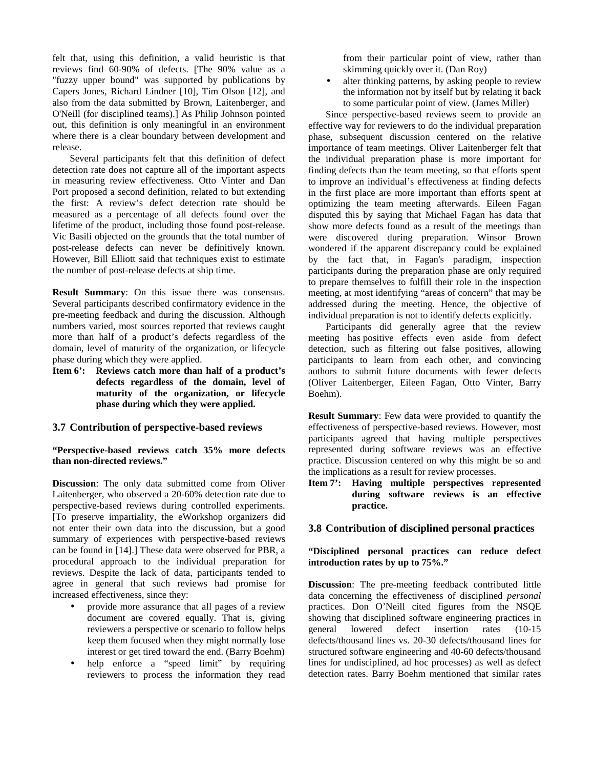felt that, using this definition, a valid heuristic is that reviews find 60-90% of defects. [The 90% value as a "fuzzy upper bound" was supported by publications by Capers Jones, Richard Lindner [10], Tim Olson [12], and also from the data submitted by Brown, Laitenberger, and O'Neill (for disciplined teams).] As Philip Johnson pointed out, this definition is only meaningful in an environment where there is a clear boundary between development and release.

Several participants felt that this definition of defect detection rate does not capture all of the important aspects in measuring review effectiveness. Otto Vinter and Dan Port proposed a second definition, related to but extending the first: A review's defect detection rate should be measured as a percentage of all defects found over the lifetime of the product, including those found post-release. Vic Basili objected on the grounds that the total number of post-release defects can never be definitively known. However, Bill Elliott said that techniques exist to estimate the number of post-release defects at ship time.

**Result Summary**: On this issue there was consensus. Several participants described confirmatory evidence in the pre-meeting feedback and during the discussion. Although numbers varied, most sources reported that reviews caught more than half of a product's defects regardless of the domain, level of maturity of the organization, or lifecycle phase during which they were applied.

**Item 6': Reviews catch more than half of a product's defects regardless of the domain, level of maturity of the organization, or lifecycle phase during which they were applied.**

### 3.7 Contribution of perspective-based reviews

**"Perspective-based reviews catch 35% more defects than non-directed reviews."**

**Discussion**: The only data submitted come from Oliver Laitenberger, who observed a 20-60% detection rate due to perspective-based reviews during controlled experiments. [To preserve impartiality, the eWorkshop organizers did not enter their own data into the discussion, but a good summary of experiences with perspective-based reviews can be found in [14].] These data were observed for PBR, a procedural approach to the individual preparation for reviews. Despite the lack of data, participants tended to agree in general that such reviews had promise for increased effectiveness, since they:

- provide more assurance that all pages of a review document are covered equally. That is, giving reviewers a perspective or scenario to follow helps keep them focused when they might normally lose interest or get tired toward the end. (Barry Boehm)
- help enforce a "speed limit" by requiring reviewers to process the information they read from their particular point of view, rather than skimming quickly over it. (Dan Roy)
- alter thinking patterns, by asking people to review the information not by itself but by relating it back to some particular point of view. (James Miller)

Since perspective-based reviews seem to provide an effective way for reviewers to do the individual preparation phase, subsequent discussion centered on the relative importance of team meetings. Oliver Laitenberger felt that the individual preparation phase is more important for finding defects than the team meeting, so that efforts spent to improve an individual's effectiveness at finding defects in the first place are more important than efforts spent at optimizing the team meeting afterwards. Eileen Fagan disputed this by saying that Michael Fagan has data that show more defects found as a result of the meetings than were discovered during preparation. Winsor Brown wondered if the apparent discrepancy could be explained by the fact that, in Fagan's paradigm, inspection participants during the preparation phase are only required to prepare themselves to fulfill their role in the inspection meeting, at most identifying "areas of concern" that may be addressed during the meeting. Hence, the objective of individual preparation is not to identify defects explicitly.

Participants did generally agree that the review meeting has positive effects even aside from defect detection, such as filtering out false positives, allowing participants to learn from each other, and convincing authors to submit future documents with fewer defects (Oliver Laitenberger, Eileen Fagan, Otto Vinter, Barry Boehm).

**Result Summary**: Few data were provided to quantify the effectiveness of perspective-based reviews. However, most participants agreed that having multiple perspectives represented during software reviews was an effective practice. Discussion centered on why this might be so and the implications as a result for review processes.

**Item 7': Having multiple perspectives represented during software reviews is an effective practice.**

### 3.8 Contribution of disciplined personal practices

**"Disciplined personal practices can reduce defect introduction rates by up to 75%."**

**Discussion**: The pre-meeting feedback contributed little data concerning the effectiveness of disciplined *personal* practices. Don O'Neill cited figures from the NSQE showing that disciplined software engineering practices in general lowered defect insertion rates (10-15 defects/thousand lines vs. 20-30 defects/thousand lines for structured software engineering and 40-60 defects/thousand lines for undisciplined, ad hoc processes) as well as defect detection rates. Barry Boehm mentioned that similar rates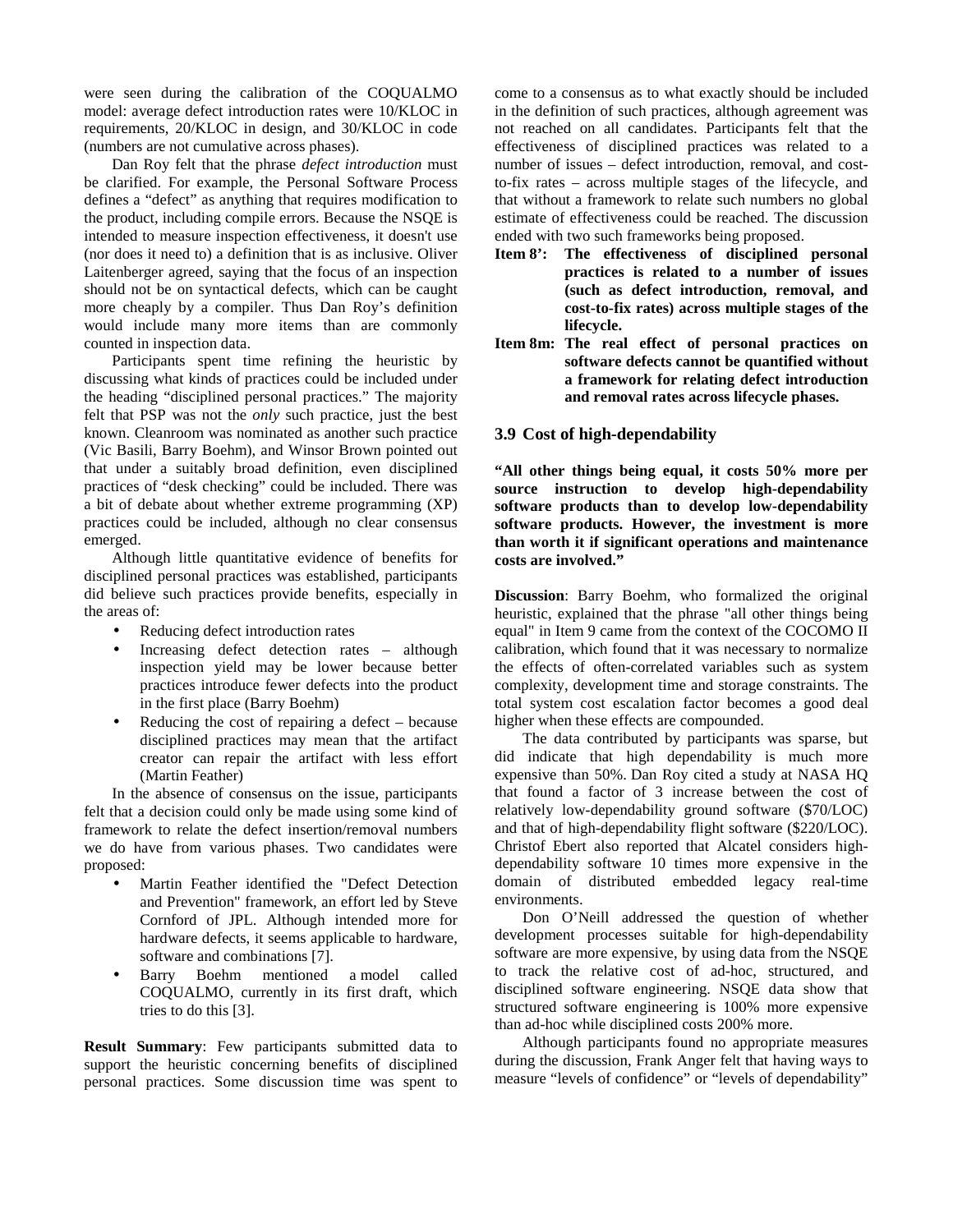were seen during the calibration of the COQUALMO model: average defect introduction rates were 10/KLOC in requirements, 20/KLOC in design, and 30/KLOC in code (numbers are not cumulative across phases).

Dan Roy felt that the phrase *defect introduction* must be clarified. For example, the Personal Software Process defines a "defect" as anything that requires modification to the product, including compile errors. Because the NSQE is intended to measure inspection effectiveness, it doesn't use (nor does it need to) a definition that is as inclusive. Oliver Laitenberger agreed, saying that the focus of an inspection should not be on syntactical defects, which can be caught more cheaply by a compiler. Thus Dan Roy's definition would include many more items than are commonly counted in inspection data.

Participants spent time refining the heuristic by discussing what kinds of practices could be included under the heading "disciplined personal practices." The majority felt that PSP was not the *only* such practice, just the best known. Cleanroom was nominated as another such practice (Vic Basili, Barry Boehm), and Winsor Brown pointed out that under a suitably broad definition, even disciplined practices of "desk checking" could be included. There was a bit of debate about whether extreme programming (XP) practices could be included, although no clear consensus emerged.

Although little quantitative evidence of benefits for disciplined personal practices was established, participants did believe such practices provide benefits, especially in the areas of:

- Reducing defect introduction rates
- Increasing defect detection rates – although inspection yield may be lower because better practices introduce fewer defects into the product in the first place (Barry Boehm)
- Reducing the cost of repairing a defect – because disciplined practices may mean that the artifact creator can repair the artifact with less effort (Martin Feather)

In the absence of consensus on the issue, participants felt that a decision could only be made using some kind of framework to relate the defect insertion/removal numbers we do have from various phases. Two candidates were proposed:

- Martin Feather identified the "Defect Detection and Prevention" framework, an effort led by Steve Cornford of JPL. Although intended more for hardware defects, it seems applicable to hardware, software and combinations [7].
- Barry Boehm mentioned a model called COQUALMO, currently in its first draft, which tries to do this [3].

**Result Summary**: Few participants submitted data to support the heuristic concerning benefits of disciplined personal practices. Some discussion time was spent to come to a consensus as to what exactly should be included in the definition of such practices, although agreement was not reached on all candidates. Participants felt that the effectiveness of disciplined practices was related to a number of issues – defect introduction, removal, and cost-to-fix rates – across multiple stages of the lifecycle, and that without a framework to relate such numbers no global estimate of effectiveness could be reached. The discussion ended with two such frameworks being proposed.

**Item 8': The effectiveness of disciplined personal practices is related to a number of issues (such as defect introduction, removal, and cost-to-fix rates) across multiple stages of the lifecycle.**

**Item 8m: The real effect of personal practices on software defects cannot be quantified without a framework for relating defect introduction and removal rates across lifecycle phases.**

### 3.9 Cost of high-dependability

**"All other things being equal, it costs 50% more per source instruction to develop high-dependability software products than to develop low-dependability software products. However, the investment is more than worth it if significant operations and maintenance costs are involved."**

**Discussion**: Barry Boehm, who formalized the original heuristic, explained that the phrase "all other things being equal" in Item 9 came from the context of the COCOMO II calibration, which found that it was necessary to normalize the effects of often-correlated variables such as system complexity, development time and storage constraints. The total system cost escalation factor becomes a good deal higher when these effects are compounded.

The data contributed by participants was sparse, but did indicate that high dependability is much more expensive than 50%. Dan Roy cited a study at NASA HQ that found a factor of 3 increase between the cost of relatively low-dependability ground software ($70/LOC) and that of high-dependability flight software ($220/LOC). Christof Ebert also reported that Alcatel considers high-dependability software 10 times more expensive in the domain of distributed embedded legacy real-time environments.

Don O'Neill addressed the question of whether development processes suitable for high-dependability software are more expensive, by using data from the NSQE to track the relative cost of ad-hoc, structured, and disciplined software engineering. NSQE data show that structured software engineering is 100% more expensive than ad-hoc while disciplined costs 200% more.

Although participants found no appropriate measures during the discussion, Frank Anger felt that having ways to measure "levels of confidence" or "levels of dependability"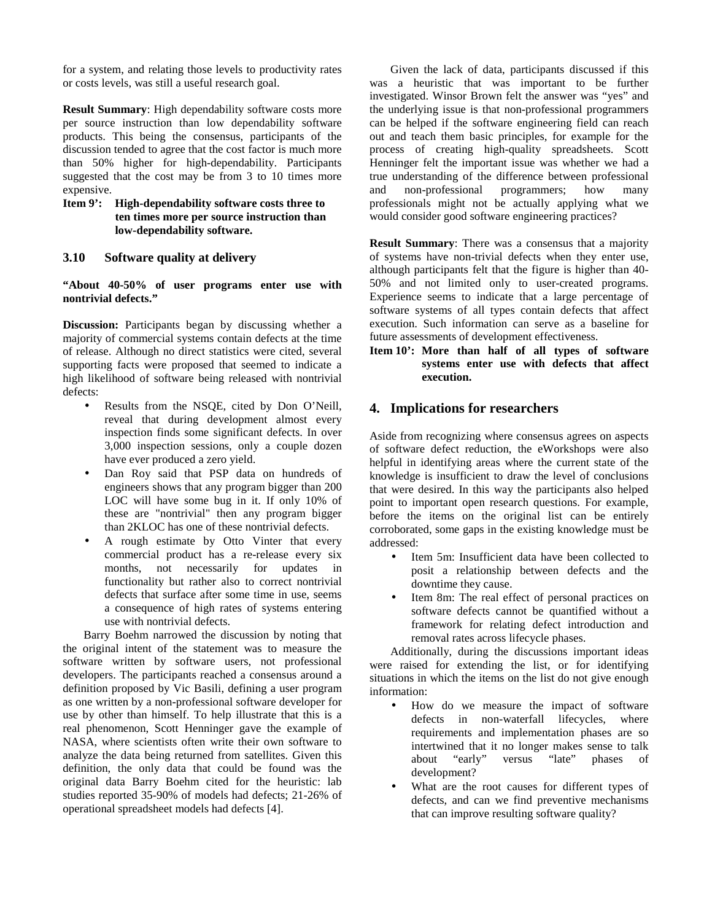for a system, and relating those levels to productivity rates or costs levels, was still a useful research goal.

**Result Summary**: High dependability software costs more per source instruction than low dependability software products. This being the consensus, participants of the discussion tended to agree that the cost factor is much more than 50% higher for high-dependability. Participants suggested that the cost may be from 3 to 10 times more expensive.

**Item 9': High-dependability software costs three to ten times more per source instruction than low-dependability software.**

### 3.10 Software quality at delivery

**"About 40-50% of user programs enter use with nontrivial defects."**

**Discussion:** Participants began by discussing whether a majority of commercial systems contain defects at the time of release. Although no direct statistics were cited, several supporting facts were proposed that seemed to indicate a high likelihood of software being released with nontrivial defects:

- Results from the NSQE, cited by Don O'Neill, reveal that during development almost every inspection finds some significant defects. In over 3,000 inspection sessions, only a couple dozen have ever produced a zero yield.
- Dan Roy said that PSP data on hundreds of engineers shows that any program bigger than 200 LOC will have some bug in it. If only 10% of these are "nontrivial" then any program bigger than 2KLOC has one of these nontrivial defects.
- A rough estimate by Otto Vinter that every commercial product has a re-release every six months, not necessarily for updates in functionality but rather also to correct nontrivial defects that surface after some time in use, seems a consequence of high rates of systems entering use with nontrivial defects.

Barry Boehm narrowed the discussion by noting that the original intent of the statement was to measure the software written by software users, not professional developers. The participants reached a consensus around a definition proposed by Vic Basili, defining a user program as one written by a non-professional software developer for use by other than himself. To help illustrate that this is a real phenomenon, Scott Henninger gave the example of NASA, where scientists often write their own software to analyze the data being returned from satellites. Given this definition, the only data that could be found was the original data Barry Boehm cited for the heuristic: lab studies reported 35-90% of models had defects; 21-26% of operational spreadsheet models had defects [4].

Given the lack of data, participants discussed if this was a heuristic that was important to be further investigated. Winsor Brown felt the answer was "yes" and the underlying issue is that non-professional programmers can be helped if the software engineering field can reach out and teach them basic principles, for example for the process of creating high-quality spreadsheets. Scott Henninger felt the important issue was whether we had a true understanding of the difference between professional and non-professional programmers; how many professionals might not be actually applying what we would consider good software engineering practices?

**Result Summary**: There was a consensus that a majority of systems have non-trivial defects when they enter use, although participants felt that the figure is higher than 40-50% and not limited only to user-created programs. Experience seems to indicate that a large percentage of software systems of all types contain defects that affect execution. Such information can serve as a baseline for future assessments of development effectiveness.

**Item 10': More than half of all types of software systems enter use with defects that affect execution.**

## 4. Implications for researchers

Aside from recognizing where consensus agrees on aspects of software defect reduction, the eWorkshops were also helpful in identifying areas where the current state of the knowledge is insufficient to draw the level of conclusions that were desired. In this way the participants also helped point to important open research questions. For example, before the items on the original list can be entirely corroborated, some gaps in the existing knowledge must be addressed:

- Item 5m: Insufficient data have been collected to posit a relationship between defects and the downtime they cause.
- Item 8m: The real effect of personal practices on software defects cannot be quantified without a framework for relating defect introduction and removal rates across lifecycle phases.

Additionally, during the discussions important ideas were raised for extending the list, or for identifying situations in which the items on the list do not give enough information:

- How do we measure the impact of software defects in non-waterfall lifecycles, where requirements and implementation phases are so intertwined that it no longer makes sense to talk about "early" versus "late" phases of development?
- What are the root causes for different types of defects, and can we find preventive mechanisms that can improve resulting software quality?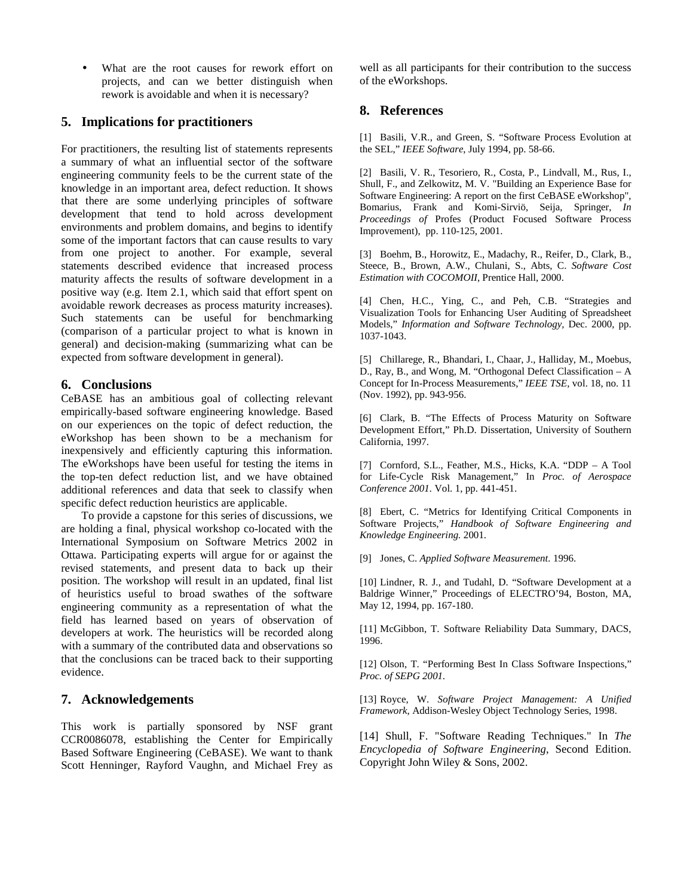- What are the root causes for rework effort on projects, and can we better distinguish when rework is avoidable and when it is necessary?

## 5. Implications for practitioners

For practitioners, the resulting list of statements represents a summary of what an influential sector of the software engineering community feels to be the current state of the knowledge in an important area, defect reduction. It shows that there are some underlying principles of software development that tend to hold across development environments and problem domains, and begins to identify some of the important factors that can cause results to vary from one project to another. For example, several statements described evidence that increased process maturity affects the results of software development in a positive way (e.g. Item 2.1, which said that effort spent on avoidable rework decreases as process maturity increases). Such statements can be useful for benchmarking (comparison of a particular project to what is known in general) and decision-making (summarizing what can be expected from software development in general).

## 6. Conclusions

CeBASE has an ambitious goal of collecting relevant empirically-based software engineering knowledge. Based on our experiences on the topic of defect reduction, the eWorkshop has been shown to be a mechanism for inexpensively and efficiently capturing this information. The eWorkshops have been useful for testing the items in the top-ten defect reduction list, and we have obtained additional references and data that seek to classify when specific defect reduction heuristics are applicable.

To provide a capstone for this series of discussions, we are holding a final, physical workshop co-located with the International Symposium on Software Metrics 2002 in Ottawa. Participating experts will argue for or against the revised statements, and present data to back up their position. The workshop will result in an updated, final list of heuristics useful to broad swathes of the software engineering community as a representation of what the field has learned based on years of observation of developers at work. The heuristics will be recorded along with a summary of the contributed data and observations so that the conclusions can be traced back to their supporting evidence.

## 7. Acknowledgements

This work is partially sponsored by NSF grant CCR0086078, establishing the Center for Empirically Based Software Engineering (CeBASE). We want to thank Scott Henninger, Rayford Vaughn, and Michael Frey as well as all participants for their contribution to the success of the eWorkshops.

## 8. References

[1] Basili, V.R., and Green, S. "Software Process Evolution at the SEL," *IEEE Software*, July 1994, pp. 58-66.

[2] Basili, V. R., Tesoriero, R., Costa, P., Lindvall, M., Rus, I., Shull, F., and Zelkowitz, M. V. "Building an Experience Base for Software Engineering: A report on the first CeBASE eWorkshop", Bomarius, Frank and Komi-Sirviö, Seija, Springer, *In Proceedings of* Profes (Product Focused Software Process Improvement), pp. 110-125, 2001.

[3] Boehm, B., Horowitz, E., Madachy, R., Reifer, D., Clark, B., Steece, B., Brown, A.W., Chulani, S., Abts, C. *Software Cost Estimation with COCOMOII*, Prentice Hall, 2000.

[4] Chen, H.C., Ying, C., and Peh, C.B. "Strategies and Visualization Tools for Enhancing User Auditing of Spreadsheet Models," *Information and Software Technology*, Dec. 2000, pp. 1037-1043.

[5] Chillarege, R., Bhandari, I., Chaar, J., Halliday, M., Moebus, D., Ray, B., and Wong, M. "Orthogonal Defect Classification – A Concept for In-Process Measurements," *IEEE TSE*, vol. 18, no. 11 (Nov. 1992), pp. 943-956.

[6] Clark, B. "The Effects of Process Maturity on Software Development Effort," Ph.D. Dissertation, University of Southern California, 1997.

[7] Cornford, S.L., Feather, M.S., Hicks, K.A. "DDP – A Tool for Life-Cycle Risk Management," In *Proc. of Aerospace Conference 2001.* Vol. 1, pp. 441-451.

[8] Ebert, C. "Metrics for Identifying Critical Components in Software Projects," *Handbook of Software Engineering and Knowledge Engineering.* 2001.

[9] Jones, C. *Applied Software Measurement.* 1996.

[10] Lindner, R. J., and Tudahl, D. "Software Development at a Baldrige Winner," Proceedings of ELECTRO'94, Boston, MA, May 12, 1994, pp. 167-180.

[11] McGibbon, T. Software Reliability Data Summary, DACS, 1996.

[12] Olson, T. "Performing Best In Class Software Inspections," *Proc. of SEPG 2001.*

[13] Royce, W. *Software Project Management: A Unified Framework*, Addison-Wesley Object Technology Series, 1998.

[14] Shull, F. "Software Reading Techniques." In *The Encyclopedia of Software Engineering*, Second Edition. Copyright John Wiley & Sons, 2002.